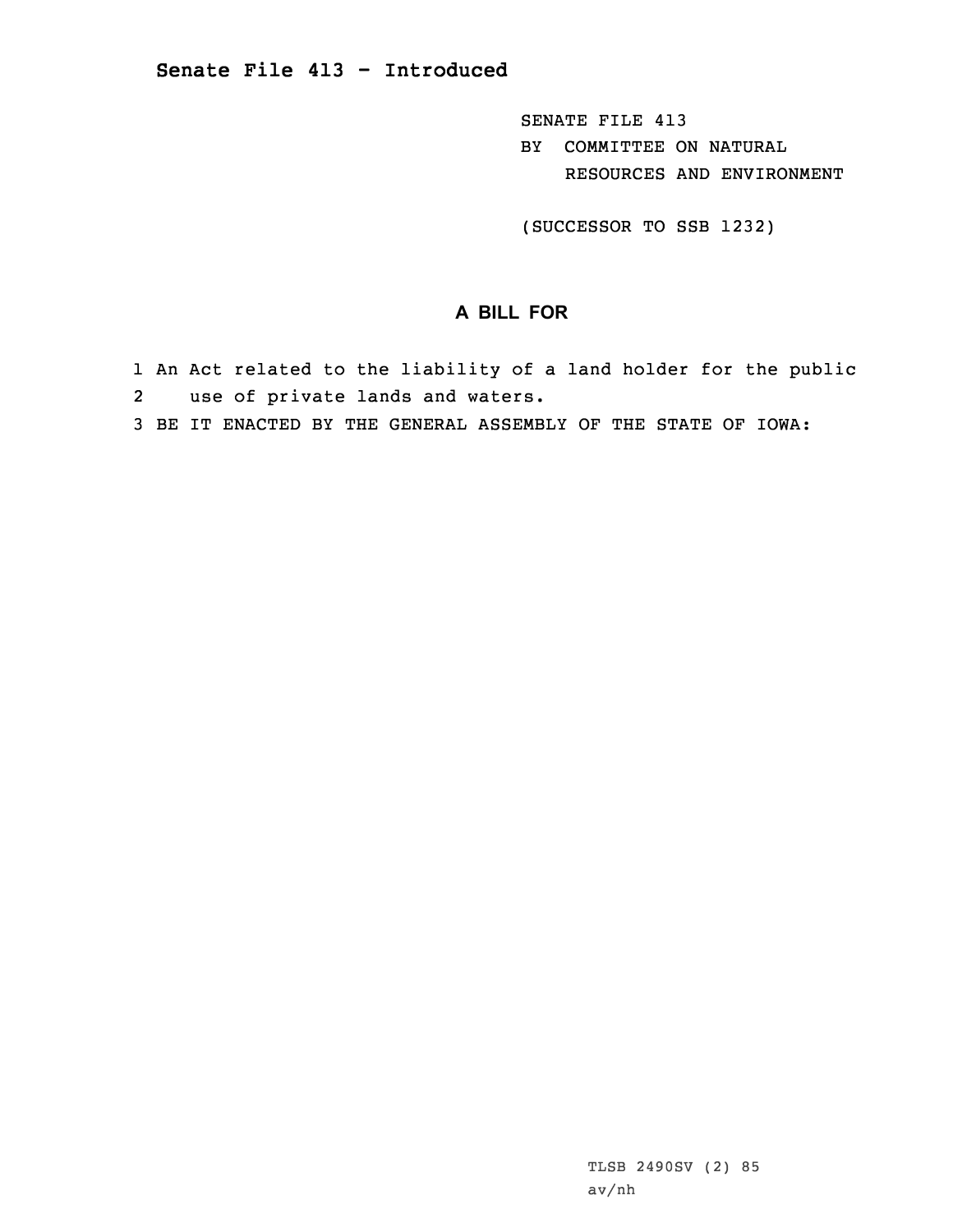# Senate File 413 - Introduced

SENATE FILE 413
BY COMMITTEE ON NATURAL RESOURCES AND ENVIRONMENT

(SUCCESSOR TO SSB 1232)

## A BILL FOR

1 An Act related to the liability of a land holder for the public
2 use of private lands and waters.
3 BE IT ENACTED BY THE GENERAL ASSEMBLY OF THE STATE OF IOWA:

TLSB 2490SV (2) 85
av/nh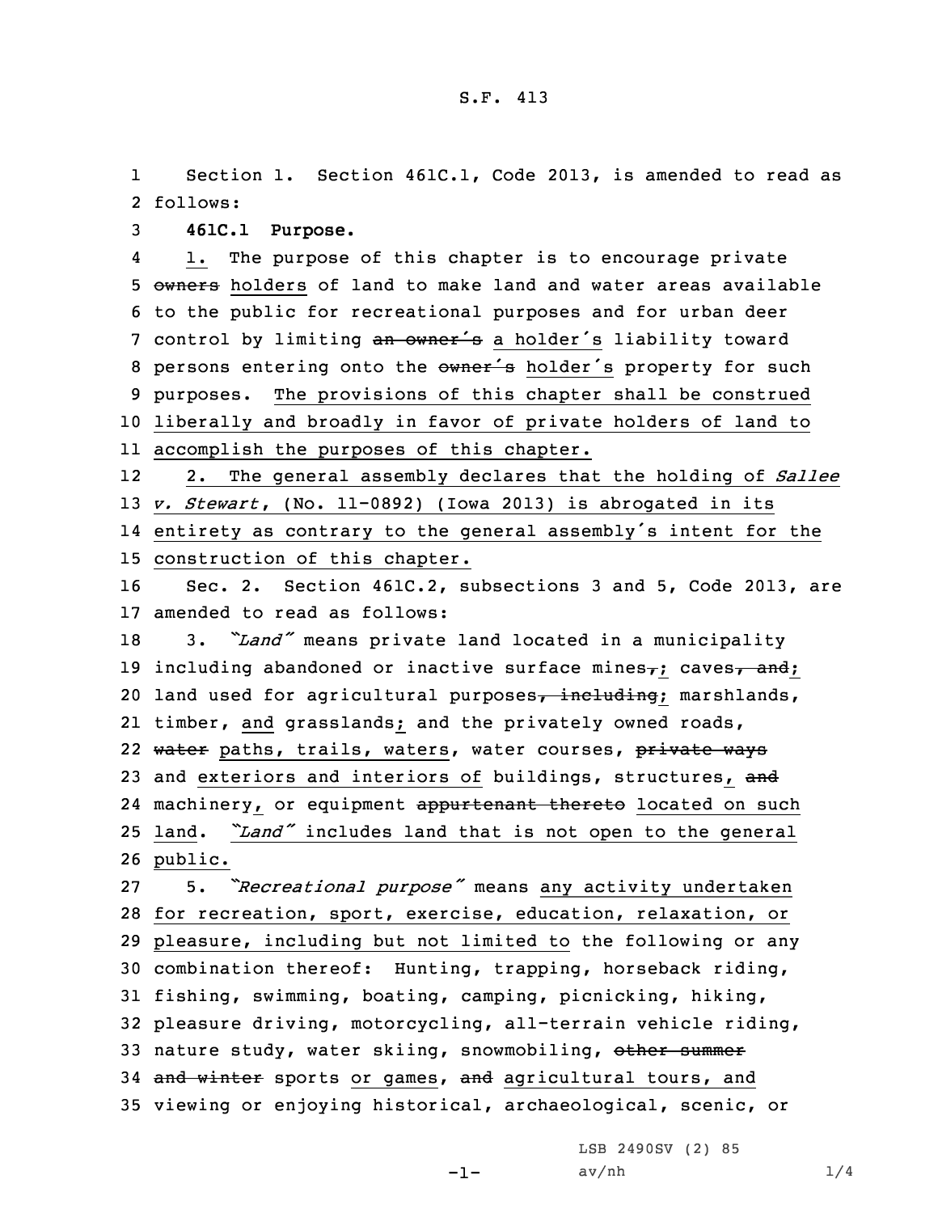Section 1. Section 461C.1, Code 2013, is amended to read as follows:

**461C.1 Purpose.**

<u>1.</u> The purpose of this chapter is to encourage private ~~owners~~ <u>holders</u> of land to make land and water areas available to the public for recreational purposes and for urban deer control by limiting ~~an owner's~~ <u>a holder's</u> liability toward persons entering onto the ~~owner's~~ <u>holder's</u> property for such purposes. <u>The provisions of this chapter shall be construed liberally and broadly in favor of private holders of land to accomplish the purposes of this chapter.</u>

<u>2. The general assembly declares that the holding of *Sallee v. Stewart*, (No. 11-0892) (Iowa 2013) is abrogated in its entirety as contrary to the general assembly's intent for the construction of this chapter.</u>

Sec. 2. Section 461C.2, subsections 3 and 5, Code 2013, are amended to read as follows:

3. *"Land"* means private land located in a municipality including abandoned or inactive surface mines~~,~~<u>;</u> caves~~, and~~<u>;</u> land used for agricultural purposes~~, including~~<u>;</u> marshlands, timber, <u>and</u> grasslands<u>;</u> and the privately owned roads, ~~water~~ <u>paths, trails, waters</u>, water courses, ~~private ways~~ and <u>exteriors and interiors of</u> buildings, structures<u>,</u> ~~and~~ machinery<u>,</u> or equipment ~~appurtenant thereto~~ <u>located on such land</u>. <u>*"Land"* includes land that is not open to the general public.</u>

5. *"Recreational purpose"* means <u>any activity undertaken for recreation, sport, exercise, education, relaxation, or pleasure, including but not limited to</u> the following or any combination thereof: Hunting, trapping, horseback riding, fishing, swimming, boating, camping, picnicking, hiking, pleasure driving, motorcycling, all-terrain vehicle riding, nature study, water skiing, snowmobiling, ~~other summer and winter~~ sports <u>or games</u>, ~~and~~ <u>agricultural tours, and</u> viewing or enjoying historical, archaeological, scenic, or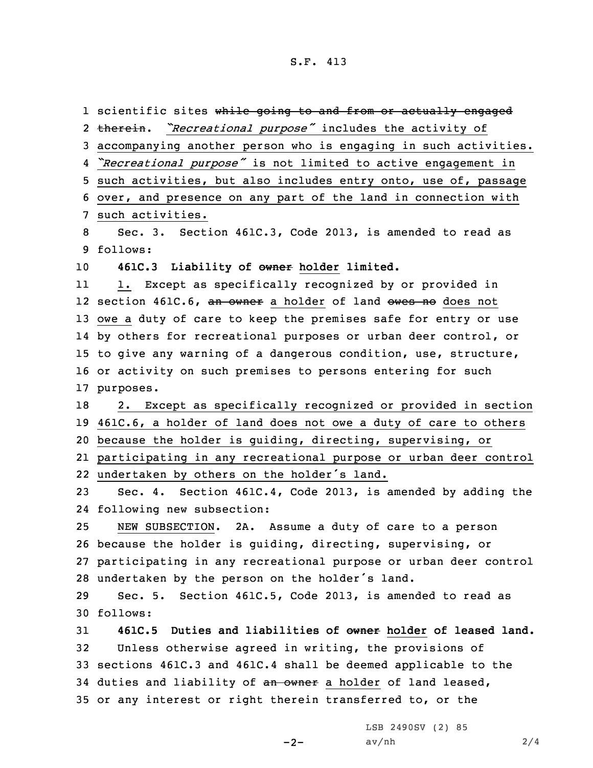scientific sites ~~while going to and from or actually engaged therein~~. *"Recreational purpose"* includes the activity of accompanying another person who is engaging in such activities. *"Recreational purpose"* is not limited to active engagement in such activities, but also includes entry onto, use of, passage over, and presence on any part of the land in connection with such activities.

Sec. 3. Section 461C.3, Code 2013, is amended to read as follows:

**461C.3 Liability of ~~owner~~ holder limited.**

1. Except as specifically recognized by or provided in section 461C.6, ~~an owner~~ a holder of land ~~owes no~~ does not owe a duty of care to keep the premises safe for entry or use by others for recreational purposes or urban deer control, or to give any warning of a dangerous condition, use, structure, or activity on such premises to persons entering for such purposes.

2. Except as specifically recognized or provided in section 461C.6, a holder of land does not owe a duty of care to others because the holder is guiding, directing, supervising, or participating in any recreational purpose or urban deer control undertaken by others on the holder's land.

Sec. 4. Section 461C.4, Code 2013, is amended by adding the following new subsection:

NEW SUBSECTION. 2A. Assume a duty of care to a person because the holder is guiding, directing, supervising, or participating in any recreational purpose or urban deer control undertaken by the person on the holder's land.

Sec. 5. Section 461C.5, Code 2013, is amended to read as follows:

**461C.5 Duties and liabilities of ~~owner~~ holder of leased land.**

Unless otherwise agreed in writing, the provisions of sections 461C.3 and 461C.4 shall be deemed applicable to the duties and liability of ~~an owner~~ a holder of land leased, or any interest or right therein transferred to, or the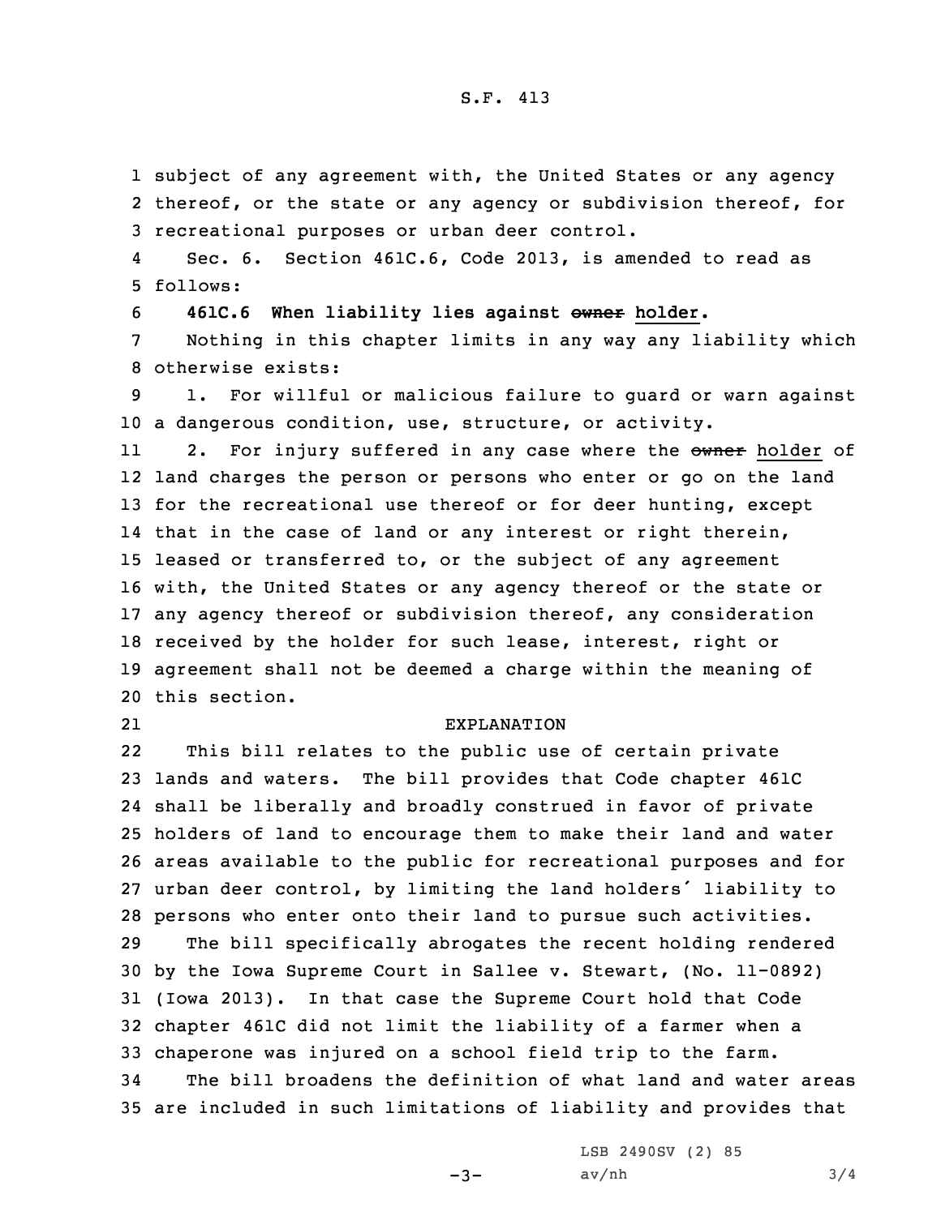subject of any agreement with, the United States or any agency thereof, or the state or any agency or subdivision thereof, for recreational purposes or urban deer control.

Sec. 6. Section 461C.6, Code 2013, is amended to read as follows:

**461C.6 When liability lies against ~~owner~~ holder.**

Nothing in this chapter limits in any way any liability which otherwise exists:

1. For willful or malicious failure to guard or warn against a dangerous condition, use, structure, or activity.

2. For injury suffered in any case where the ~~owner~~ holder of land charges the person or persons who enter or go on the land for the recreational use thereof or for deer hunting, except that in the case of land or any interest or right therein, leased or transferred to, or the subject of any agreement with, the United States or any agency thereof or the state or any agency thereof or subdivision thereof, any consideration received by the holder for such lease, interest, right or agreement shall not be deemed a charge within the meaning of this section.

EXPLANATION

This bill relates to the public use of certain private lands and waters. The bill provides that Code chapter 461C shall be liberally and broadly construed in favor of private holders of land to encourage them to make their land and water areas available to the public for recreational purposes and for urban deer control, by limiting the land holders' liability to persons who enter onto their land to pursue such activities.

The bill specifically abrogates the recent holding rendered by the Iowa Supreme Court in Sallee v. Stewart, (No. 11-0892) (Iowa 2013). In that case the Supreme Court hold that Code chapter 461C did not limit the liability of a farmer when a chaperone was injured on a school field trip to the farm.

The bill broadens the definition of what land and water areas are included in such limitations of liability and provides that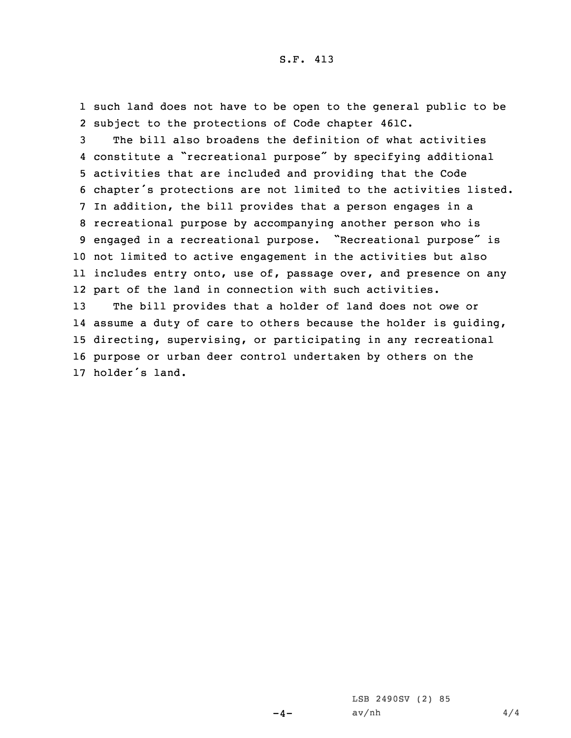such land does not have to be open to the general public to be subject to the protections of Code chapter 461C.

The bill also broadens the definition of what activities constitute a "recreational purpose" by specifying additional activities that are included and providing that the Code chapter's protections are not limited to the activities listed. In addition, the bill provides that a person engages in a recreational purpose by accompanying another person who is engaged in a recreational purpose. "Recreational purpose" is not limited to active engagement in the activities but also includes entry onto, use of, passage over, and presence on any part of the land in connection with such activities.

The bill provides that a holder of land does not owe or assume a duty of care to others because the holder is guiding, directing, supervising, or participating in any recreational purpose or urban deer control undertaken by others on the holder's land.